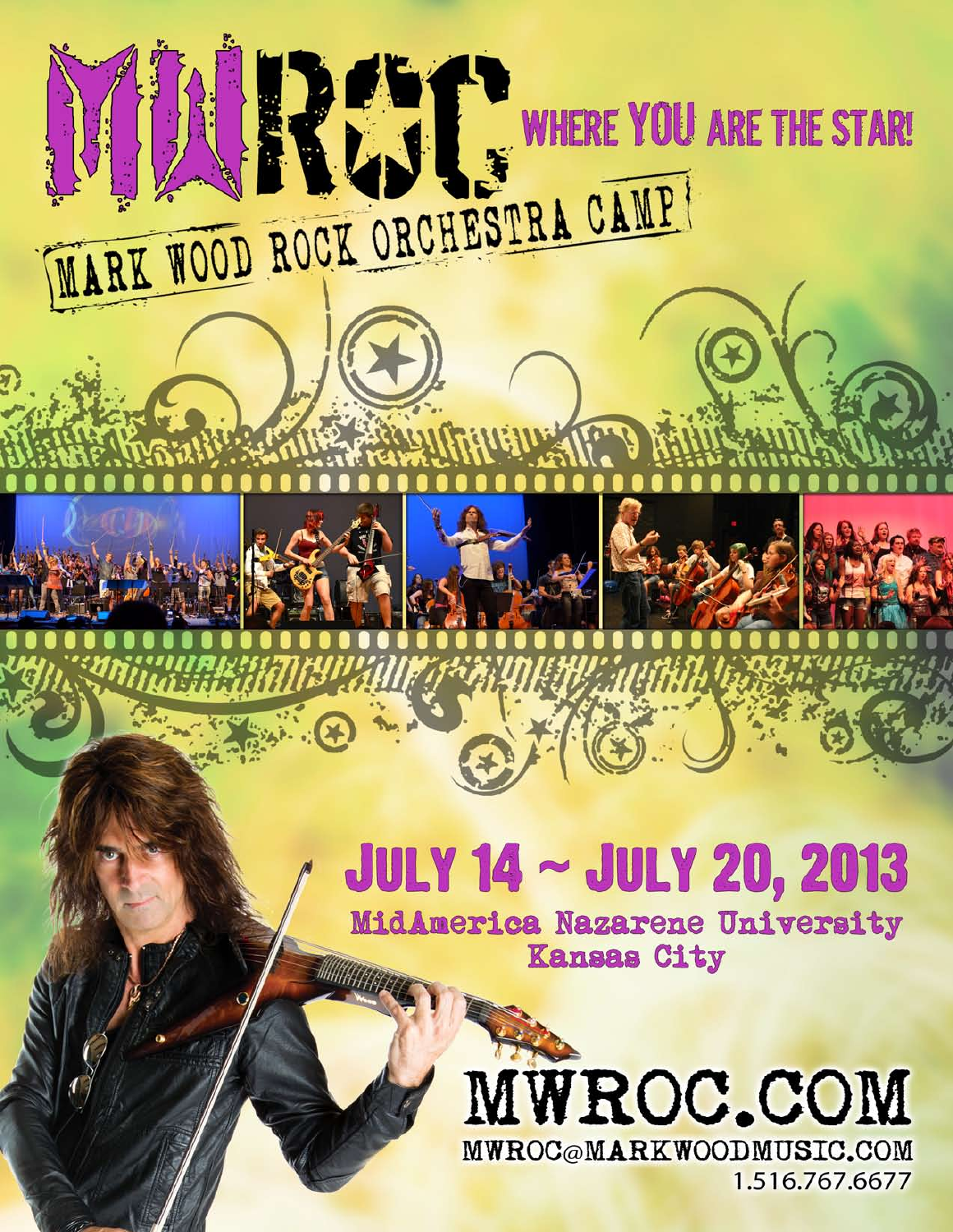# MWROC

## WHERE YOU ARE THE STAR!

MARK WOOD ROCK ORCHESTRA CAMP

## JULY 14 ~ JULY 20, 2013

MidAmerica Nazarene University
Kansas City

# MWROC.COM

MWROC@MARKWOODMUSIC.COM
1.516.767.6677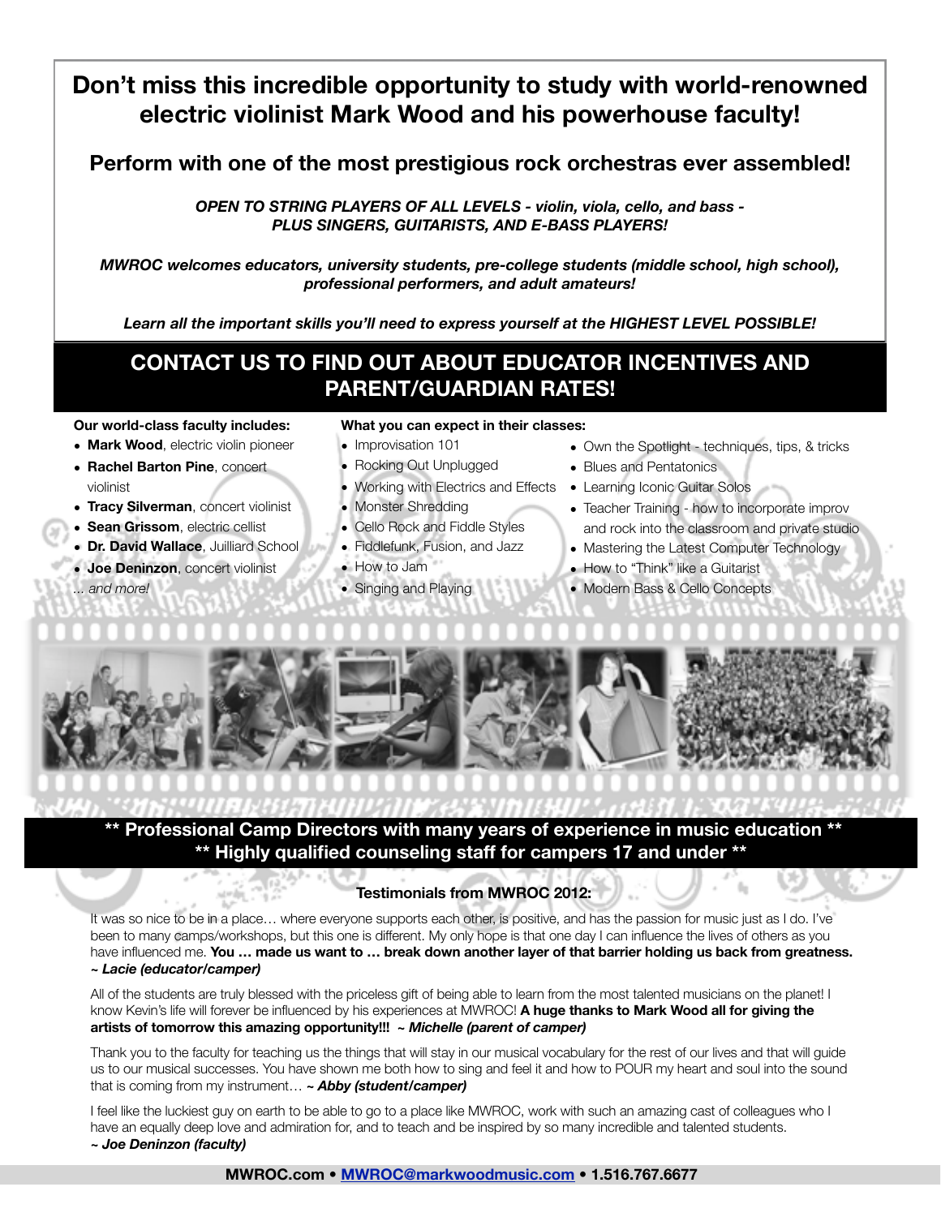# Don't miss this incredible opportunity to study with world-renowned electric violinist Mark Wood and his powerhouse faculty!

## Perform with one of the most prestigious rock orchestras ever assembled!

***OPEN TO STRING PLAYERS OF ALL LEVELS - violin, viola, cello, and bass - PLUS SINGERS, GUITARISTS, AND E-BASS PLAYERS!***

***MWROC welcomes educators, university students, pre-college students (middle school, high school), professional performers, and adult amateurs!***

***Learn all the important skills you'll need to express yourself at the HIGHEST LEVEL POSSIBLE!***

## CONTACT US TO FIND OUT ABOUT EDUCATOR INCENTIVES AND PARENT/GUARDIAN RATES!

**Our world-class faculty includes:**

- **Mark Wood**, electric violin pioneer
- **Rachel Barton Pine**, concert violinist
- **Tracy Silverman**, concert violinist
- **Sean Grissom**, electric cellist
- **Dr. David Wallace**, Juilliard School
- **Joe Deninzon**, concert violinist

*... and more!*

**What you can expect in their classes:**

- Improvisation 101
- Rocking Out Unplugged
- Working with Electrics and Effects
- Monster Shredding
- Cello Rock and Fiddle Styles
- Fiddlefunk, Fusion, and Jazz
- How to Jam
- Singing and Playing
- Own the Spotlight - techniques, tips, & tricks
- Blues and Pentatonics
- Learning Iconic Guitar Solos
- Teacher Training - how to incorporate improv and rock into the classroom and private studio
- Mastering the Latest Computer Technology
- How to "Think" like a Guitarist
- Modern Bass & Cello Concepts

**\*\* Professional Camp Directors with many years of experience in music education \*\***
**\*\* Highly qualified counseling staff for campers 17 and under \*\***

### Testimonials from MWROC 2012:

It was so nice to be in a place… where everyone supports each other, is positive, and has the passion for music just as I do. I've been to many camps/workshops, but this one is different. My only hope is that one day I can influence the lives of others as you have influenced me. **You … made us want to … break down another layer of that barrier holding us back from greatness.** ***~ Lacie (educator/camper)***

All of the students are truly blessed with the priceless gift of being able to learn from the most talented musicians on the planet! I know Kevin's life will forever be influenced by his experiences at MWROC! **A huge thanks to Mark Wood all for giving the artists of tomorrow this amazing opportunity!!!** ***~ Michelle (parent of camper)***

Thank you to the faculty for teaching us the things that will stay in our musical vocabulary for the rest of our lives and that will guide us to our musical successes. You have shown me both how to sing and feel it and how to POUR my heart and soul into the sound that is coming from my instrument… ***~ Abby (student/camper)***

I feel like the luckiest guy on earth to be able to go to a place like MWROC, work with such an amazing cast of colleagues who I have an equally deep love and admiration for, and to teach and be inspired by so many incredible and talented students. ***~ Joe Deninzon (faculty)***

**MWROC.com • MWROC@markwoodmusic.com • 1.516.767.6677**